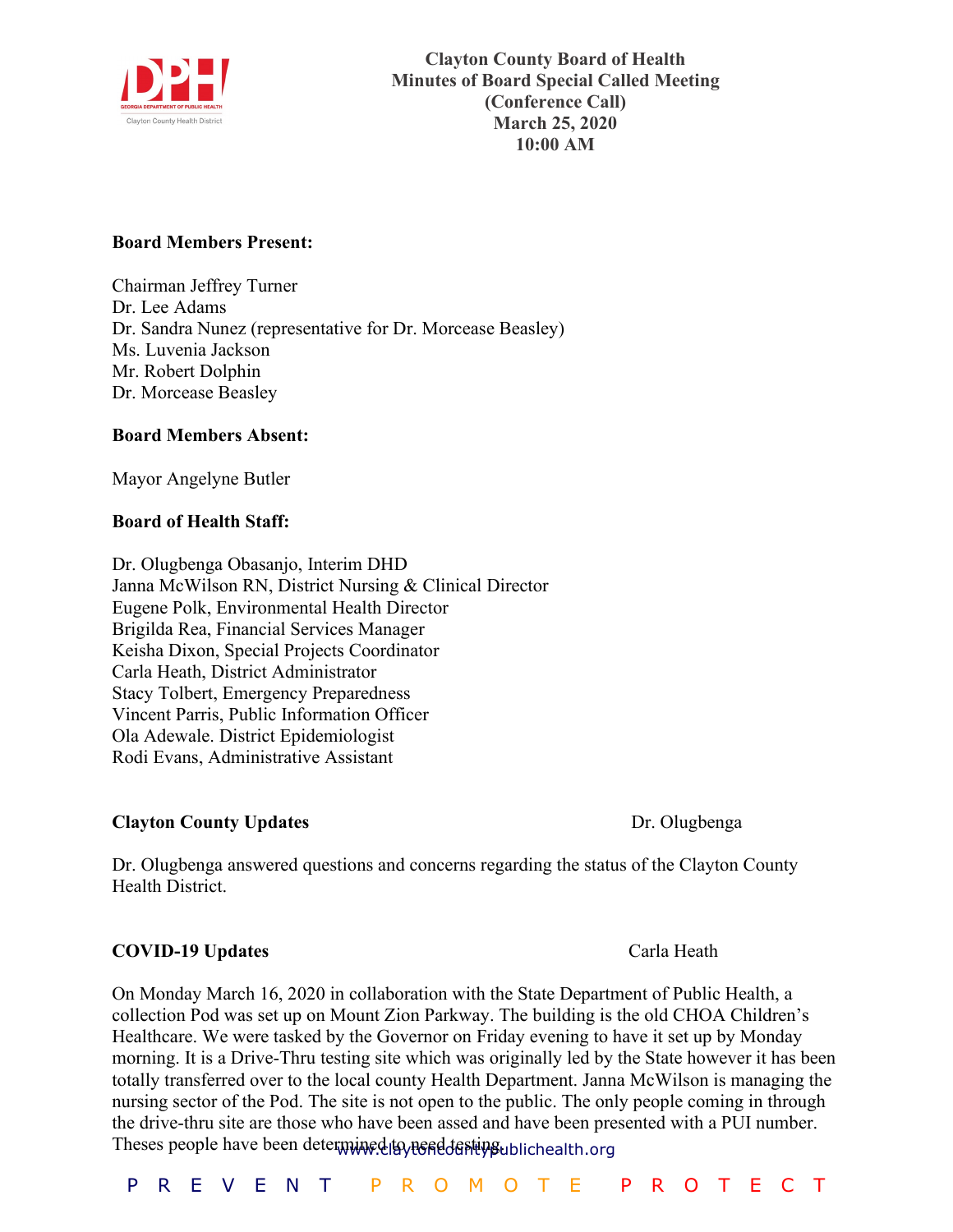**Clayton County Board of Health**
**Minutes of Board Special Called Meeting**
**(Conference Call)**
**March 25, 2020**
**10:00 AM**

**Board Members Present:**

Chairman Jeffrey Turner
Dr. Lee Adams
Dr. Sandra Nunez (representative for Dr. Morcease Beasley)
Ms. Luvenia Jackson
Mr. Robert Dolphin
Dr. Morcease Beasley

**Board Members Absent:**

Mayor Angelyne Butler

**Board of Health Staff:**

Dr. Olugbenga Obasanjo, Interim DHD
Janna McWilson RN, District Nursing & Clinical Director
Eugene Polk, Environmental Health Director
Brigilda Rea, Financial Services Manager
Keisha Dixon, Special Projects Coordinator
Carla Heath, District Administrator
Stacy Tolbert, Emergency Preparedness
Vincent Parris, Public Information Officer
Ola Adewale. District Epidemiologist
Rodi Evans, Administrative Assistant

**Clayton County Updates** — Dr. Olugbenga

Dr. Olugbenga answered questions and concerns regarding the status of the Clayton County Health District.

**COVID-19 Updates** — Carla Heath

On Monday March 16, 2020 in collaboration with the State Department of Public Health, a collection Pod was set up on Mount Zion Parkway. The building is the old CHOA Children's Healthcare. We were tasked by the Governor on Friday evening to have it set up by Monday morning. It is a Drive-Thru testing site which was originally led by the State however it has been totally transferred over to the local county Health Department. Janna McWilson is managing the nursing sector of the Pod. The site is not open to the public. The only people coming in through the drive-thru site are those who have been assed and have been presented with a PUI number. Theses people have been determined to need testing.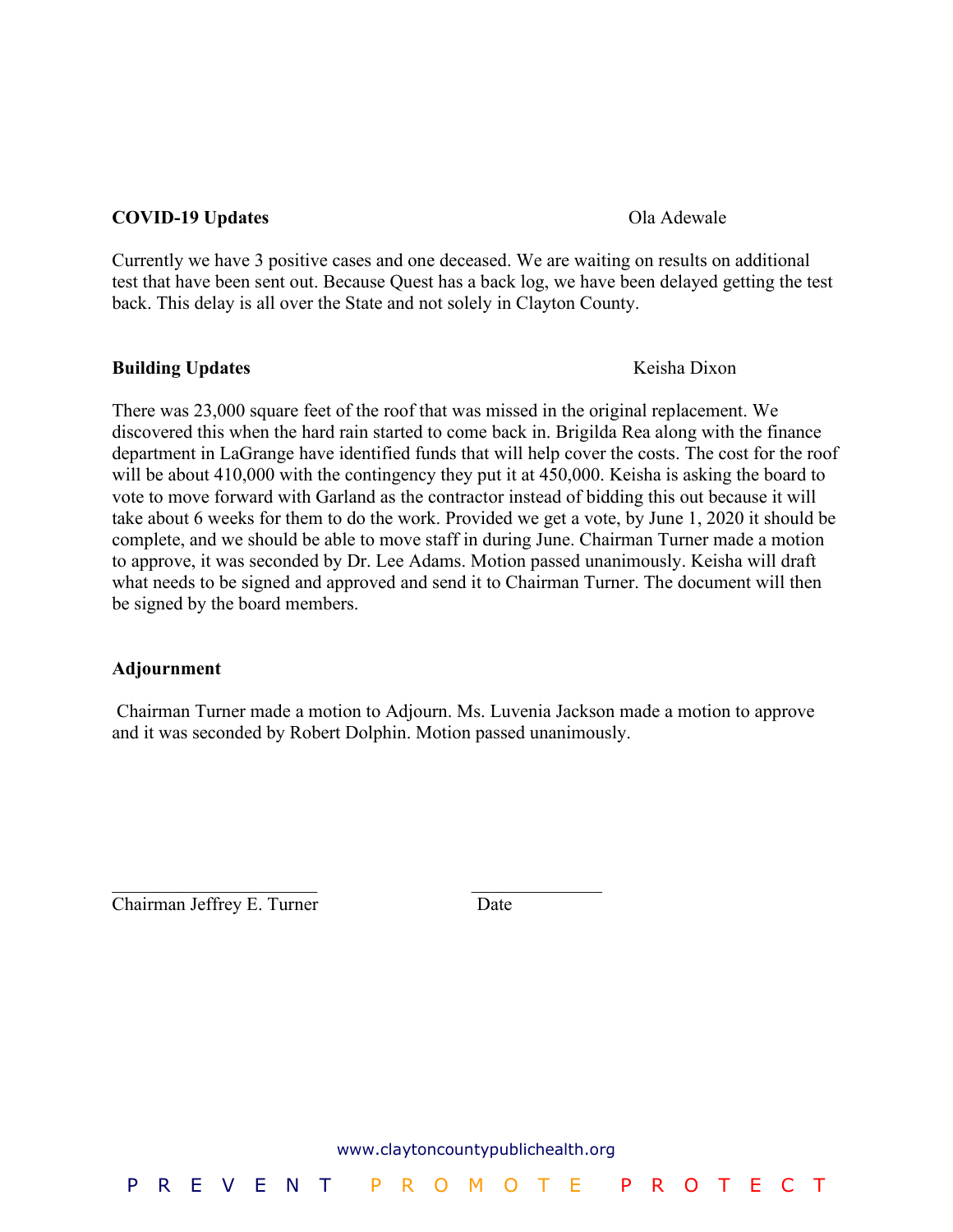**COVID-19 Updates** Ola Adewale

Currently we have 3 positive cases and one deceased. We are waiting on results on additional test that have been sent out. Because Quest has a back log, we have been delayed getting the test back. This delay is all over the State and not solely in Clayton County.

**Building Updates** Keisha Dixon

There was 23,000 square feet of the roof that was missed in the original replacement. We discovered this when the hard rain started to come back in. Brigilda Rea along with the finance department in LaGrange have identified funds that will help cover the costs. The cost for the roof will be about 410,000 with the contingency they put it at 450,000. Keisha is asking the board to vote to move forward with Garland as the contractor instead of bidding this out because it will take about 6 weeks for them to do the work. Provided we get a vote, by June 1, 2020 it should be complete, and we should be able to move staff in during June. Chairman Turner made a motion to approve, it was seconded by Dr. Lee Adams. Motion passed unanimously. Keisha will draft what needs to be signed and approved and send it to Chairman Turner. The document will then be signed by the board members.

**Adjournment**

Chairman Turner made a motion to Adjourn. Ms. Luvenia Jackson made a motion to approve and it was seconded by Robert Dolphin. Motion passed unanimously.

\_\_\_\_\_\_\_\_\_\_\_\_\_\_\_\_\_\_\_\_\_\_\_\_ \_\_\_\_\_\_\_\_\_\_\_\_\_\_\_

Chairman Jeffrey E. Turner Date